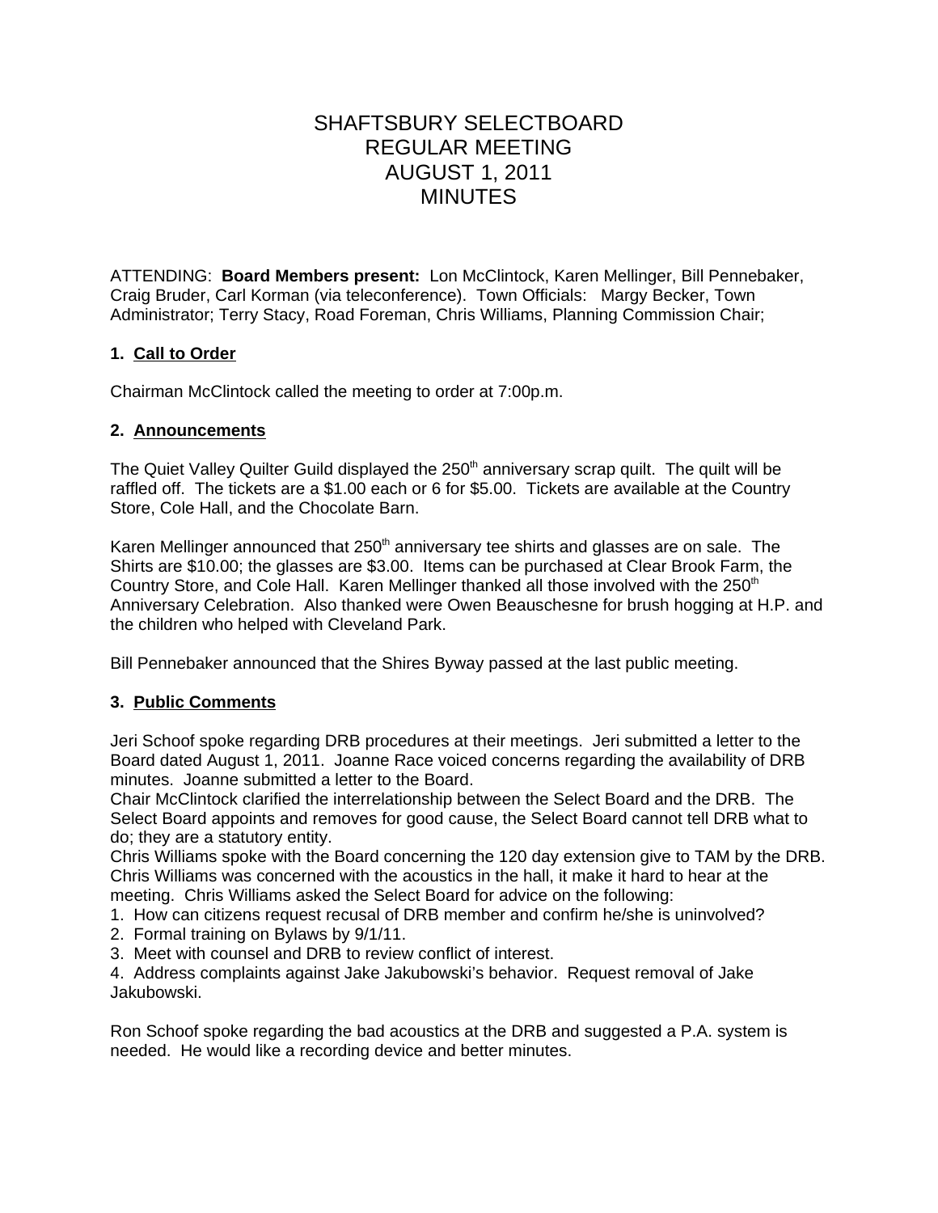# SHAFTSBURY SELECTBOARD
# REGULAR MEETING
# AUGUST 1, 2011
# MINUTES

ATTENDING: **Board Members present:** Lon McClintock, Karen Mellinger, Bill Pennebaker, Craig Bruder, Carl Korman (via teleconference). Town Officials: Margy Becker, Town Administrator; Terry Stacy, Road Foreman, Chris Williams, Planning Commission Chair;

### 1. Call to Order

Chairman McClintock called the meeting to order at 7:00p.m.

### 2. Announcements

The Quiet Valley Quilter Guild displayed the 250th anniversary scrap quilt. The quilt will be raffled off. The tickets are a $1.00 each or 6 for $5.00. Tickets are available at the Country Store, Cole Hall, and the Chocolate Barn.

Karen Mellinger announced that 250th anniversary tee shirts and glasses are on sale. The Shirts are $10.00; the glasses are $3.00. Items can be purchased at Clear Brook Farm, the Country Store, and Cole Hall. Karen Mellinger thanked all those involved with the 250th Anniversary Celebration. Also thanked were Owen Beauschesne for brush hogging at H.P. and the children who helped with Cleveland Park.

Bill Pennebaker announced that the Shires Byway passed at the last public meeting.

### 3. Public Comments

Jeri Schoof spoke regarding DRB procedures at their meetings. Jeri submitted a letter to the Board dated August 1, 2011. Joanne Race voiced concerns regarding the availability of DRB minutes. Joanne submitted a letter to the Board.
Chair McClintock clarified the interrelationship between the Select Board and the DRB. The Select Board appoints and removes for good cause, the Select Board cannot tell DRB what to do; they are a statutory entity.
Chris Williams spoke with the Board concerning the 120 day extension give to TAM by the DRB. Chris Williams was concerned with the acoustics in the hall, it make it hard to hear at the meeting. Chris Williams asked the Select Board for advice on the following:
1. How can citizens request recusal of DRB member and confirm he/she is uninvolved?
2. Formal training on Bylaws by 9/1/11.
3. Meet with counsel and DRB to review conflict of interest.
4. Address complaints against Jake Jakubowski's behavior. Request removal of Jake Jakubowski.

Ron Schoof spoke regarding the bad acoustics at the DRB and suggested a P.A. system is needed. He would like a recording device and better minutes.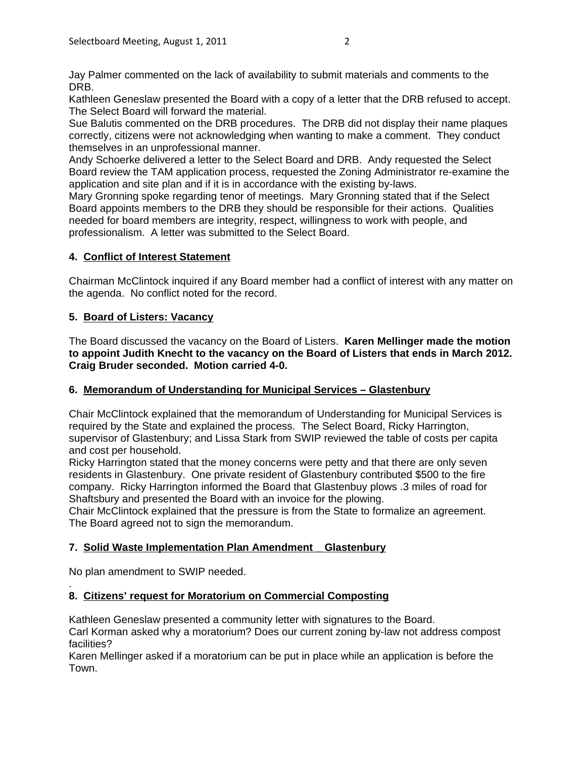Jay Palmer commented on the lack of availability to submit materials and comments to the DRB.
Kathleen Geneslaw presented the Board with a copy of a letter that the DRB refused to accept. The Select Board will forward the material.
Sue Balutis commented on the DRB procedures. The DRB did not display their name plaques correctly, citizens were not acknowledging when wanting to make a comment. They conduct themselves in an unprofessional manner.
Andy Schoerke delivered a letter to the Select Board and DRB. Andy requested the Select Board review the TAM application process, requested the Zoning Administrator re-examine the application and site plan and if it is in accordance with the existing by-laws.
Mary Gronning spoke regarding tenor of meetings. Mary Gronning stated that if the Select Board appoints members to the DRB they should be responsible for their actions. Qualities needed for board members are integrity, respect, willingness to work with people, and professionalism. A letter was submitted to the Select Board.

### 4. Conflict of Interest Statement

Chairman McClintock inquired if any Board member had a conflict of interest with any matter on the agenda. No conflict noted for the record.

### 5. Board of Listers: Vacancy

The Board discussed the vacancy on the Board of Listers. **Karen Mellinger made the motion to appoint Judith Knecht to the vacancy on the Board of Listers that ends in March 2012. Craig Bruder seconded. Motion carried 4-0.**

### 6. Memorandum of Understanding for Municipal Services – Glastenbury

Chair McClintock explained that the memorandum of Understanding for Municipal Services is required by the State and explained the process. The Select Board, Ricky Harrington, supervisor of Glastenbury; and Lissa Stark from SWIP reviewed the table of costs per capita and cost per household.
Ricky Harrington stated that the money concerns were petty and that there are only seven residents in Glastenbury. One private resident of Glastenbury contributed $500 to the fire company. Ricky Harrington informed the Board that Glastenbuy plows .3 miles of road for Shaftsbury and presented the Board with an invoice for the plowing.
Chair McClintock explained that the pressure is from the State to formalize an agreement. The Board agreed not to sign the memorandum.

### 7. Solid Waste Implementation Plan Amendment _ Glastenbury

No plan amendment to SWIP needed.
.

### 8. Citizens' request for Moratorium on Commercial Composting

Kathleen Geneslaw presented a community letter with signatures to the Board.
Carl Korman asked why a moratorium? Does our current zoning by-law not address compost facilities?
Karen Mellinger asked if a moratorium can be put in place while an application is before the Town.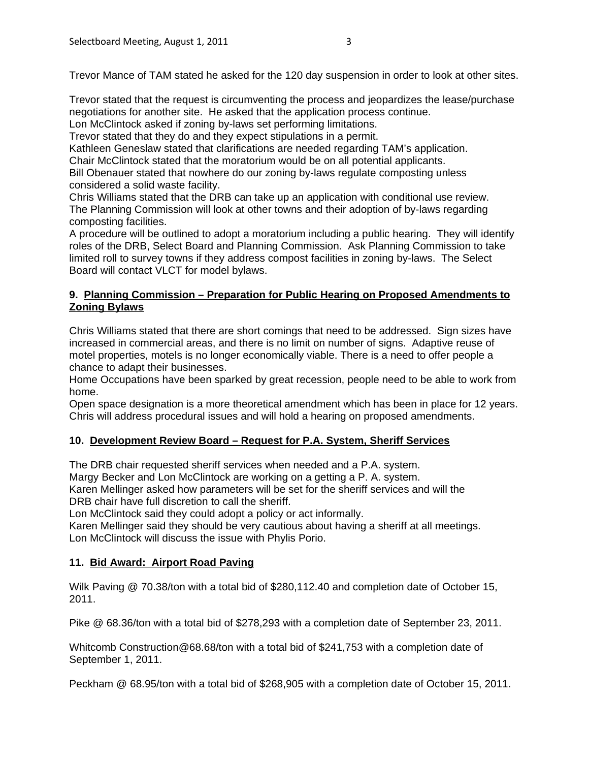Trevor Mance of TAM stated he asked for the 120 day suspension in order to look at other sites.

Trevor stated that the request is circumventing the process and jeopardizes the lease/purchase negotiations for another site. He asked that the application process continue.
Lon McClintock asked if zoning by-laws set performing limitations.
Trevor stated that they do and they expect stipulations in a permit.
Kathleen Geneslaw stated that clarifications are needed regarding TAM's application.
Chair McClintock stated that the moratorium would be on all potential applicants.
Bill Obenauer stated that nowhere do our zoning by-laws regulate composting unless considered a solid waste facility.
Chris Williams stated that the DRB can take up an application with conditional use review.
The Planning Commission will look at other towns and their adoption of by-laws regarding composting facilities.
A procedure will be outlined to adopt a moratorium including a public hearing. They will identify roles of the DRB, Select Board and Planning Commission. Ask Planning Commission to take limited roll to survey towns if they address compost facilities in zoning by-laws. The Select Board will contact VLCT for model bylaws.

### 9. Planning Commission – Preparation for Public Hearing on Proposed Amendments to Zoning Bylaws

Chris Williams stated that there are short comings that need to be addressed. Sign sizes have increased in commercial areas, and there is no limit on number of signs. Adaptive reuse of motel properties, motels is no longer economically viable. There is a need to offer people a chance to adapt their businesses.
Home Occupations have been sparked by great recession, people need to be able to work from home.
Open space designation is a more theoretical amendment which has been in place for 12 years.
Chris will address procedural issues and will hold a hearing on proposed amendments.

### 10. Development Review Board – Request for P.A. System, Sheriff Services

The DRB chair requested sheriff services when needed and a P.A. system.
Margy Becker and Lon McClintock are working on a getting a P. A. system.
Karen Mellinger asked how parameters will be set for the sheriff services and will the DRB chair have full discretion to call the sheriff.
Lon McClintock said they could adopt a policy or act informally.
Karen Mellinger said they should be very cautious about having a sheriff at all meetings.
Lon McClintock will discuss the issue with Phylis Porio.

### 11. Bid Award: Airport Road Paving

Wilk Paving @ 70.38/ton with a total bid of $280,112.40 and completion date of October 15, 2011.

Pike @ 68.36/ton with a total bid of $278,293 with a completion date of September 23, 2011.

Whitcomb Construction@68.68/ton with a total bid of $241,753 with a completion date of September 1, 2011.

Peckham @ 68.95/ton with a total bid of $268,905 with a completion date of October 15, 2011.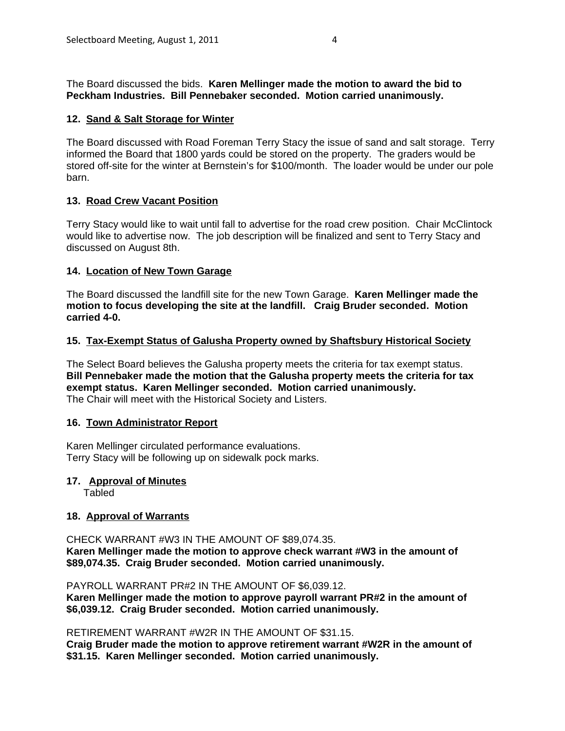The Board discussed the bids. **Karen Mellinger made the motion to award the bid to Peckham Industries. Bill Pennebaker seconded. Motion carried unanimously.**

### 12. Sand & Salt Storage for Winter

The Board discussed with Road Foreman Terry Stacy the issue of sand and salt storage. Terry informed the Board that 1800 yards could be stored on the property. The graders would be stored off-site for the winter at Bernstein's for $100/month. The loader would be under our pole barn.

### 13. Road Crew Vacant Position

Terry Stacy would like to wait until fall to advertise for the road crew position. Chair McClintock would like to advertise now. The job description will be finalized and sent to Terry Stacy and discussed on August 8th.

### 14. Location of New Town Garage

The Board discussed the landfill site for the new Town Garage. **Karen Mellinger made the motion to focus developing the site at the landfill. Craig Bruder seconded. Motion carried 4-0.**

### 15. Tax-Exempt Status of Galusha Property owned by Shaftsbury Historical Society

The Select Board believes the Galusha property meets the criteria for tax exempt status. **Bill Pennebaker made the motion that the Galusha property meets the criteria for tax exempt status. Karen Mellinger seconded. Motion carried unanimously.**
The Chair will meet with the Historical Society and Listers.

### 16. Town Administrator Report

Karen Mellinger circulated performance evaluations.
Terry Stacy will be following up on sidewalk pock marks.

### 17. Approval of Minutes

Tabled

### 18. Approval of Warrants

CHECK WARRANT #W3 IN THE AMOUNT OF $89,074.35.
**Karen Mellinger made the motion to approve check warrant #W3 in the amount of $89,074.35. Craig Bruder seconded. Motion carried unanimously.**

PAYROLL WARRANT PR#2 IN THE AMOUNT OF $6,039.12.
**Karen Mellinger made the motion to approve payroll warrant PR#2 in the amount of $6,039.12. Craig Bruder seconded. Motion carried unanimously.**

RETIREMENT WARRANT #W2R IN THE AMOUNT OF $31.15.
**Craig Bruder made the motion to approve retirement warrant #W2R in the amount of $31.15. Karen Mellinger seconded. Motion carried unanimously.**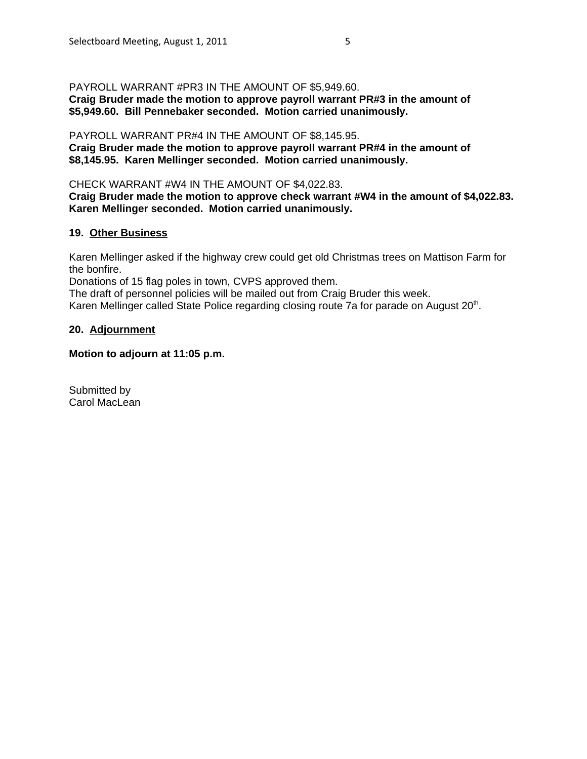PAYROLL WARRANT #PR3 IN THE AMOUNT OF $5,949.60.
**Craig Bruder made the motion to approve payroll warrant PR#3 in the amount of $5,949.60. Bill Pennebaker seconded. Motion carried unanimously.**

PAYROLL WARRANT PR#4 IN THE AMOUNT OF $8,145.95.
**Craig Bruder made the motion to approve payroll warrant PR#4 in the amount of $8,145.95. Karen Mellinger seconded. Motion carried unanimously.**

CHECK WARRANT #W4 IN THE AMOUNT OF $4,022.83.
**Craig Bruder made the motion to approve check warrant #W4 in the amount of $4,022.83. Karen Mellinger seconded. Motion carried unanimously.**

**19. Other Business**

Karen Mellinger asked if the highway crew could get old Christmas trees on Mattison Farm for the bonfire.
Donations of 15 flag poles in town, CVPS approved them.
The draft of personnel policies will be mailed out from Craig Bruder this week.
Karen Mellinger called State Police regarding closing route 7a for parade on August 20th.

**20. Adjournment**

**Motion to adjourn at 11:05 p.m.**

Submitted by
Carol MacLean